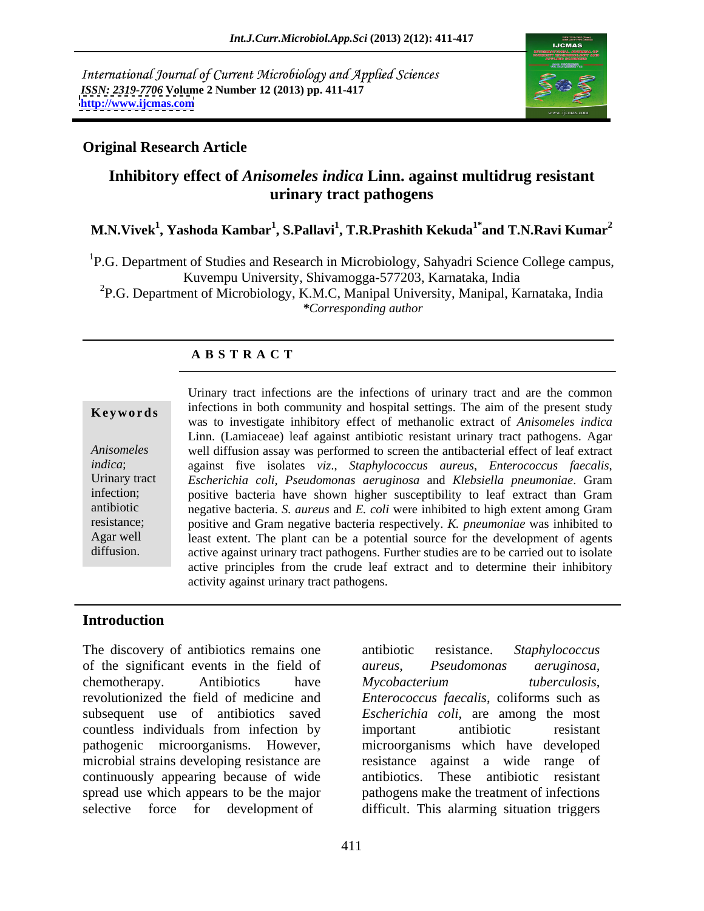International Journal of Current Microbiology and Applied Sciences
*ISSN: 2319-7706* **Volume 2 Number 12 (2013) pp. 411-417**
**http://www.ijcmas.com**

**Original Research Article**

# Inhibitory effect of *Anisomeles indica* Linn. against multidrug resistant urinary tract pathogens

**M.N.Vivek[1], Yashoda Kambar[1], S.Pallavi[1], T.R.Prashith Kekuda[1*] and T.N.Ravi Kumar[2]**

[1]P.G. Department of Studies and Research in Microbiology, Sahyadri Science College campus, Kuvempu University, Shivamogga-577203, Karnataka, India
[2]P.G. Department of Microbiology, K.M.C, Manipal University, Manipal, Karnataka, India
***Corresponding author***

## A B S T R A C T

**Keywords**

*Anisomeles indica*; Urinary tract infection; antibiotic resistance; Agar well diffusion.

Urinary tract infections are the infections of urinary tract and are the common infections in both community and hospital settings. The aim of the present study was to investigate inhibitory effect of methanolic extract of *Anisomeles indica* Linn. (Lamiaceae) leaf against antibiotic resistant urinary tract pathogens. Agar well diffusion assay was performed to screen the antibacterial effect of leaf extract against five isolates *viz*., *Staphylococcus aureus*, *Enterococcus faecalis*, *Escherichia coli*, *Pseudomonas aeruginosa* and *Klebsiella pneumoniae*. Gram positive bacteria have shown higher susceptibility to leaf extract than Gram negative bacteria. *S. aureus* and *E. coli* were inhibited to high extent among Gram positive and Gram negative bacteria respectively. *K. pneumoniae* was inhibited to least extent. The plant can be a potential source for the development of agents active against urinary tract pathogens. Further studies are to be carried out to isolate active principles from the crude leaf extract and to determine their inhibitory activity against urinary tract pathogens.

## Introduction

The discovery of antibiotics remains one of the significant events in the field of chemotherapy. Antibiotics have revolutionized the field of medicine and subsequent use of antibiotics saved countless individuals from infection by pathogenic microorganisms. However, microbial strains developing resistance are continuously appearing because of wide spread use which appears to be the major selective force for development of antibiotic resistance. *Staphylococcus aureus*, *Pseudomonas aeruginosa*, *Mycobacterium tuberculosis*, *Enterococcus faecalis*, coliforms such as *Escherichia coli*, are among the most important antibiotic resistant microorganisms which have developed resistance against a wide range of antibiotics. These antibiotic resistant pathogens make the treatment of infections difficult. This alarming situation triggers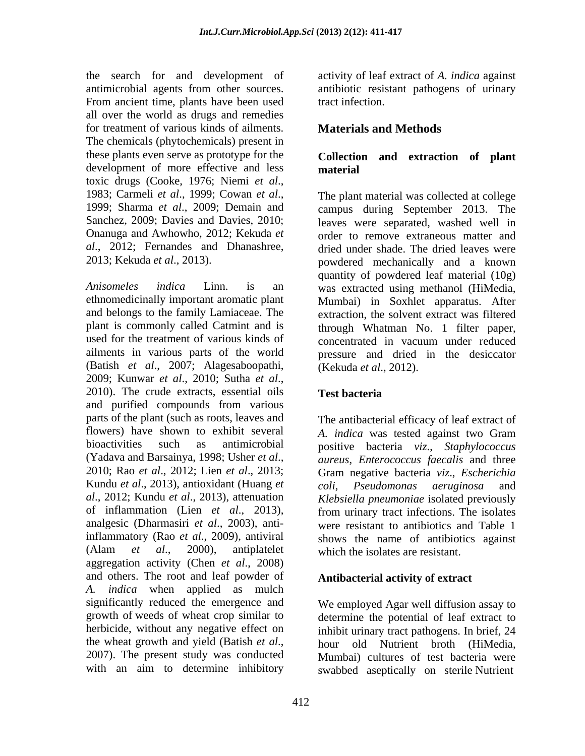the search for and development of antimicrobial agents from other sources. From ancient time, plants have been used all over the world as drugs and remedies for treatment of various kinds of ailments. The chemicals (phytochemicals) present in these plants even serve as prototype for the development of more effective and less toxic drugs (Cooke, 1976; Niemi *et al*., 1983; Carmeli *et al*., 1999; Cowan *et al*., 1999; Sharma *et al*., 2009; Demain and Sanchez, 2009; Davies and Davies, 2010; Onanuga and Awhowho, 2012; Kekuda *et al*., 2012; Fernandes and Dhanashree, 2013; Kekuda *et al*., 2013).

*Anisomeles indica* Linn. is an ethnomedicinally important aromatic plant and belongs to the family Lamiaceae. The plant is commonly called Catmint and is used for the treatment of various kinds of ailments in various parts of the world (Batish *et al*., 2007; Alagesaboopathi, 2009; Kunwar *et al*., 2010; Sutha *et al*., 2010). The crude extracts, essential oils and purified compounds from various parts of the plant (such as roots, leaves and flowers) have shown to exhibit several bioactivities such as antimicrobial (Yadava and Barsainya, 1998; Usher *et al*., 2010; Rao *et al*., 2012; Lien *et al*., 2013; Kundu *et al*., 2013), antioxidant (Huang *et al*., 2012; Kundu *et al*., 2013), attenuation of inflammation (Lien *et al*., 2013), analgesic (Dharmasiri *et al*., 2003), anti-inflammatory (Rao *et al*., 2009), antiviral (Alam *et al*., 2000), antiplatelet aggregation activity (Chen *et al*., 2008) and others. The root and leaf powder of *A. indica* when applied as mulch significantly reduced the emergence and growth of weeds of wheat crop similar to herbicide, without any negative effect on the wheat growth and yield (Batish *et al*., 2007). The present study was conducted with an aim to determine inhibitory activity of leaf extract of *A. indica* against antibiotic resistant pathogens of urinary tract infection.

## Materials and Methods

### Collection and extraction of plant material

The plant material was collected at college campus during September 2013. The leaves were separated, washed well in order to remove extraneous matter and dried under shade. The dried leaves were powdered mechanically and a known quantity of powdered leaf material (10g) was extracted using methanol (HiMedia, Mumbai) in Soxhlet apparatus. After extraction, the solvent extract was filtered through Whatman No. 1 filter paper, concentrated in vacuum under reduced pressure and dried in the desiccator (Kekuda *et al*., 2012).

### Test bacteria

The antibacterial efficacy of leaf extract of *A. indica* was tested against two Gram positive bacteria *viz*., *Staphylococcus aureus*, *Enterococcus faecalis* and three Gram negative bacteria *viz*., *Escherichia coli*, *Pseudomonas aeruginosa* and *Klebsiella pneumoniae* isolated previously from urinary tract infections. The isolates were resistant to antibiotics and Table 1 shows the name of antibiotics against which the isolates are resistant.

### Antibacterial activity of extract

We employed Agar well diffusion assay to determine the potential of leaf extract to inhibit urinary tract pathogens. In brief, 24 hour old Nutrient broth (HiMedia, Mumbai) cultures of test bacteria were swabbed aseptically on sterile Nutrient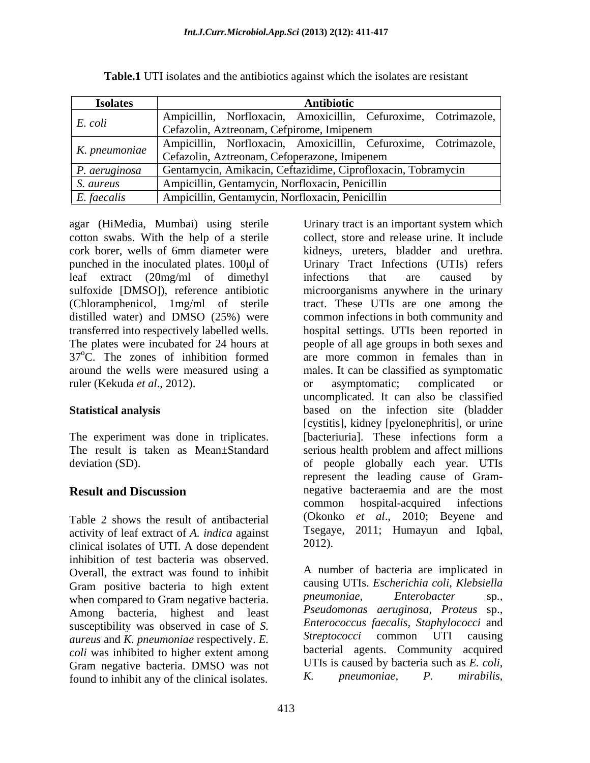**Table.1** UTI isolates and the antibiotics against which the isolates are resistant

| Isolates | Antibiotic |
|---|---|
| *E. coli* | Ampicillin, Norfloxacin, Amoxicillin, Cefuroxime, Cotrimazole, Cefazolin, Aztreonam, Cefpirome, Imipenem |
| *K. pneumoniae* | Ampicillin, Norfloxacin, Amoxicillin, Cefuroxime, Cotrimazole, Cefazolin, Aztreonam, Cefoperazone, Imipenem |
| *P. aeruginosa* | Gentamycin, Amikacin, Ceftazidime, Ciprofloxacin, Tobramycin |
| *S. aureus* | Ampicillin, Gentamycin, Norfloxacin, Penicillin |
| *E. faecalis* | Ampicillin, Gentamycin, Norfloxacin, Penicillin |

agar (HiMedia, Mumbai) using sterile cotton swabs. With the help of a sterile cork borer, wells of 6mm diameter were punched in the inoculated plates. 100μl of leaf extract (20mg/ml of dimethyl sulfoxide [DMSO]), reference antibiotic (Chloramphenicol, 1mg/ml of sterile distilled water) and DMSO (25%) were transferred into respectively labelled wells. The plates were incubated for 24 hours at 37$^{o}$C. The zones of inhibition formed around the wells were measured using a ruler (Kekuda *et al*., 2012).

**Statistical analysis**

The experiment was done in triplicates. The result is taken as Mean±Standard deviation (SD).

## Result and Discussion

Table 2 shows the result of antibacterial activity of leaf extract of *A. indica* against clinical isolates of UTI. A dose dependent inhibition of test bacteria was observed. Overall, the extract was found to inhibit Gram positive bacteria to high extent when compared to Gram negative bacteria. Among bacteria, highest and least susceptibility was observed in case of *S. aureus* and *K. pneumoniae* respectively. *E. coli* was inhibited to higher extent among Gram negative bacteria. DMSO was not found to inhibit any of the clinical isolates.

Urinary tract is an important system which collect, store and release urine. It include kidneys, ureters, bladder and urethra. Urinary Tract Infections (UTIs) refers infections that are caused by microorganisms anywhere in the urinary tract. These UTIs are one among the common infections in both community and hospital settings. UTIs been reported in people of all age groups in both sexes and are more common in females than in males. It can be classified as symptomatic or asymptomatic; complicated or uncomplicated. It can also be classified based on the infection site (bladder [cystitis], kidney [pyelonephritis], or urine [bacteriuria]. These infections form a serious health problem and affect millions of people globally each year. UTIs represent the leading cause of Gram-negative bacteraemia and are the most common hospital-acquired infections (Okonko *et al*., 2010; Beyene and Tsegaye, 2011; Humayun and Iqbal, 2012).

A number of bacteria are implicated in causing UTIs. *Escherichia coli*, *Klebsiella pneumoniae*, *Enterobacter* sp., *Pseudomonas aeruginosa*, *Proteus* sp., *Enterococcus faecalis*, *Staphylococci* and *Streptococci* common UTI causing bacterial agents. Community acquired UTIs is caused by bacteria such as *E. coli*, *K. pneumoniae*, *P. mirabilis*,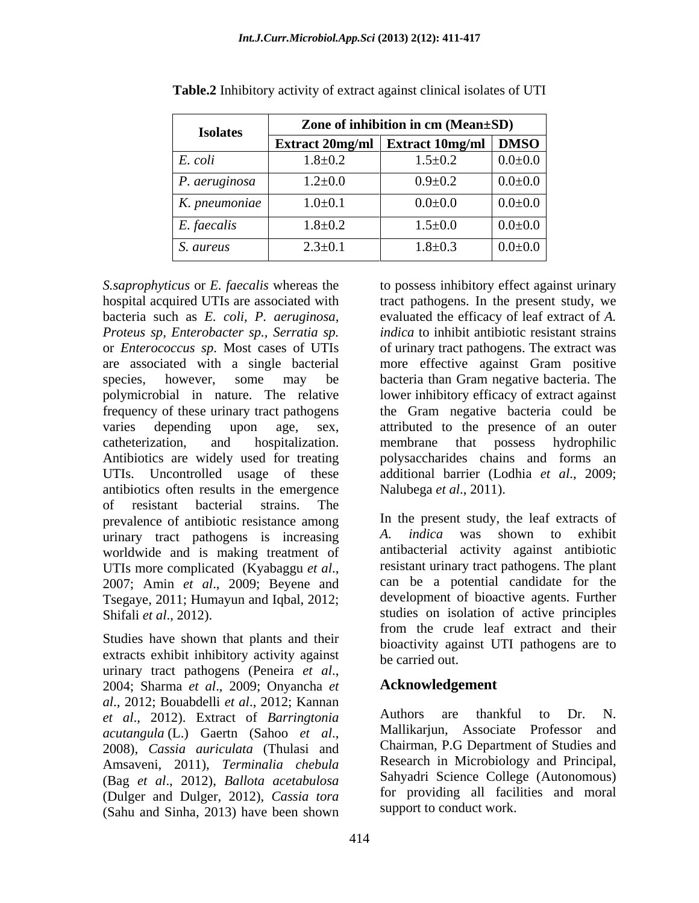**Table.2** Inhibitory activity of extract against clinical isolates of UTI

| Isolates | Zone of inhibition in cm (Mean±SD) | | |
|---|---|---|---|
| | **Extract 20mg/ml** | **Extract 10mg/ml** | **DMSO** |
| *E. coli* | 1.8±0.2 | 1.5±0.2 | 0.0±0.0 |
| *P. aeruginosa* | 1.2±0.0 | 0.9±0.2 | 0.0±0.0 |
| *K. pneumoniae* | 1.0±0.1 | 0.0±0.0 | 0.0±0.0 |
| *E. faecalis* | 1.8±0.2 | 1.5±0.0 | 0.0±0.0 |
| *S. aureus* | 2.3±0.1 | 1.8±0.3 | 0.0±0.0 |

*S.saprophyticus* or *E. faecalis* whereas the hospital acquired UTIs are associated with bacteria such as *E. coli, P. aeruginosa, Proteus sp, Enterobacter sp., Serratia sp.* or *Enterococcus sp*. Most cases of UTIs are associated with a single bacterial species, however, some may be polymicrobial in nature. The relative frequency of these urinary tract pathogens varies depending upon age, sex, catheterization, and hospitalization. Antibiotics are widely used for treating UTIs. Uncontrolled usage of these antibiotics often results in the emergence of resistant bacterial strains. The prevalence of antibiotic resistance among urinary tract pathogens is increasing worldwide and is making treatment of UTIs more complicated (Kyabaggu *et al*., 2007; Amin *et al*., 2009; Beyene and Tsegaye, 2011; Humayun and Iqbal, 2012; Shifali *et al*., 2012).

Studies have shown that plants and their extracts exhibit inhibitory activity against urinary tract pathogens (Peneira *et al*., 2004; Sharma *et al*., 2009; Onyancha *et al*., 2012; Bouabdelli *et al*., 2012; Kannan *et al*., 2012). Extract of *Barringtonia acutangula* (L.) Gaertn (Sahoo *et al*., 2008), *Cassia auriculata* (Thulasi and Amsaveni, 2011), *Terminalia chebula* (Bag *et al*., 2012), *Ballota acetabulosa* (Dulger and Dulger, 2012), *Cassia tora* (Sahu and Sinha, 2013) have been shown to possess inhibitory effect against urinary tract pathogens. In the present study, we evaluated the efficacy of leaf extract of *A. indica* to inhibit antibiotic resistant strains of urinary tract pathogens. The extract was more effective against Gram positive bacteria than Gram negative bacteria. The lower inhibitory efficacy of extract against the Gram negative bacteria could be attributed to the presence of an outer membrane that possess hydrophilic polysaccharides chains and forms an additional barrier (Lodhia *et al*., 2009; Nalubega *et al*., 2011).

In the present study, the leaf extracts of *A. indica* was shown to exhibit antibacterial activity against antibiotic resistant urinary tract pathogens. The plant can be a potential candidate for the development of bioactive agents. Further studies on isolation of active principles from the crude leaf extract and their bioactivity against UTI pathogens are to be carried out.

## Acknowledgement

Authors are thankful to Dr. N. Mallikarjun, Associate Professor and Chairman, P.G Department of Studies and Research in Microbiology and Principal, Sahyadri Science College (Autonomous) for providing all facilities and moral support to conduct work.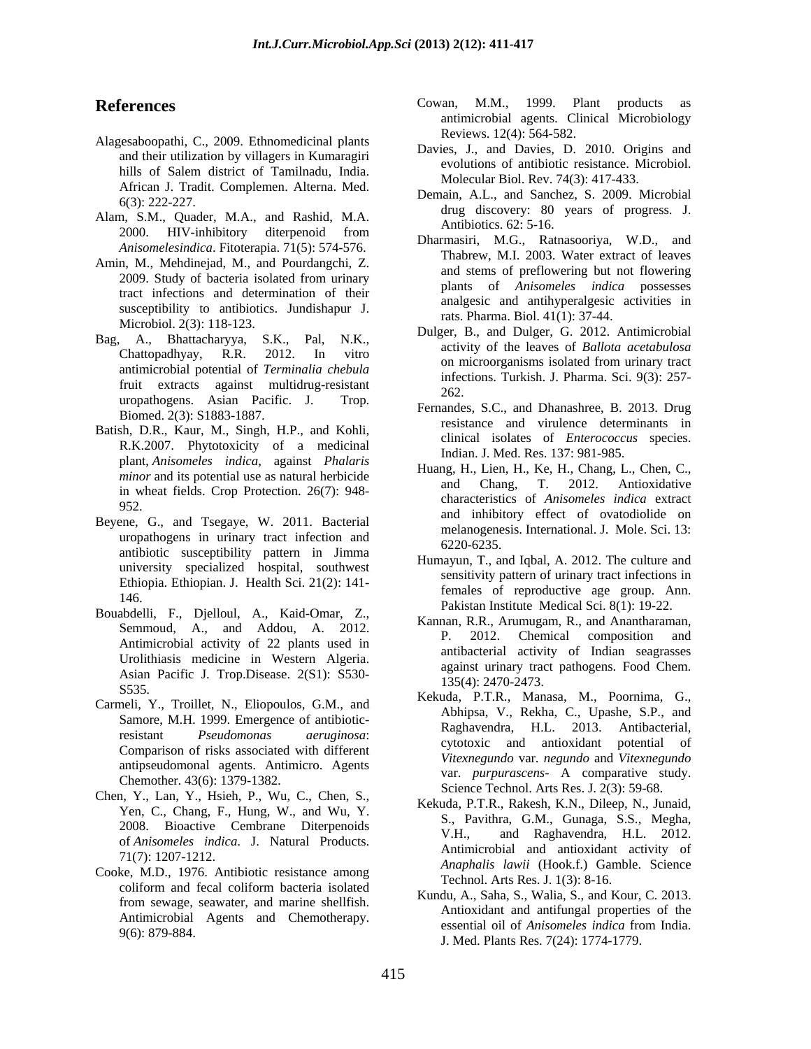## References

Alagesaboopathi, C., 2009. Ethnomedicinal plants and their utilization by villagers in Kumaragiri hills of Salem district of Tamilnadu, India. African J. Tradit. Complemen. Alterna. Med. 6(3): 222-227.

Alam, S.M., Quader, M.A., and Rashid, M.A. 2000. HIV-inhibitory diterpenoid from *Anisomelesindica*. Fitoterapia. 71(5): 574-576.

Amin, M., Mehdinejad, M., and Pourdangchi, Z. 2009. Study of bacteria isolated from urinary tract infections and determination of their susceptibility to antibiotics. Jundishapur J. Microbiol. 2(3): 118-123.

Bag, A., Bhattacharyya, S.K., Pal, N.K., Chattopadhyay, R.R. 2012. In vitro antimicrobial potential of *Terminalia chebula* fruit extracts against multidrug-resistant uropathogens. Asian Pacific. J. Trop. Biomed. 2(3): S1883-1887.

Batish, D.R., Kaur, M., Singh, H.P., and Kohli, R.K.2007. Phytotoxicity of a medicinal plant, *Anisomeles indica*, against *Phalaris minor* and its potential use as natural herbicide in wheat fields. Crop Protection. 26(7): 948-952.

Beyene, G., and Tsegaye, W. 2011. Bacterial uropathogens in urinary tract infection and antibiotic susceptibility pattern in Jimma university specialized hospital, southwest Ethiopia. Ethiopian. J. Health Sci. 21(2): 141-146.

Bouabdelli, F., Djelloul, A., Kaid-Omar, Z., Semmoud, A., and Addou, A. 2012. Antimicrobial activity of 22 plants used in Urolithiasis medicine in Western Algeria. Asian Pacific J. Trop.Disease. 2(S1): S530-S535.

Carmeli, Y., Troillet, N., Eliopoulos, G.M., and Samore, M.H. 1999. Emergence of antibiotic-resistant *Pseudomonas aeruginosa*: Comparison of risks associated with different antipseudomonal agents. Antimicro. Agents Chemother. 43(6): 1379-1382.

Chen, Y., Lan, Y., Hsieh, P., Wu, C., Chen, S., Yen, C., Chang, F., Hung, W., and Wu, Y. 2008. Bioactive Cembrane Diterpenoids of *Anisomeles indica*. J. Natural Products. 71(7): 1207-1212.

Cooke, M.D., 1976. Antibiotic resistance among coliform and fecal coliform bacteria isolated from sewage, seawater, and marine shellfish. Antimicrobial Agents and Chemotherapy. 9(6): 879-884.

Cowan, M.M., 1999. Plant products as antimicrobial agents. Clinical Microbiology Reviews. 12(4): 564-582.

Davies, J., and Davies, D. 2010. Origins and evolutions of antibiotic resistance. Microbiol. Molecular Biol. Rev. 74(3): 417-433.

Demain, A.L., and Sanchez, S. 2009. Microbial drug discovery: 80 years of progress. J. Antibiotics. 62: 5-16.

Dharmasiri, M.G., Ratnasooriya, W.D., and Thabrew, M.I. 2003. Water extract of leaves and stems of preflowering but not flowering plants of *Anisomeles indica* possesses analgesic and antihyperalgesic activities in rats. Pharma. Biol. 41(1): 37-44.

Dulger, B., and Dulger, G. 2012. Antimicrobial activity of the leaves of *Ballota acetabulosa* on microorganisms isolated from urinary tract infections. Turkish. J. Pharma. Sci. 9(3): 257-262.

Fernandes, S.C., and Dhanashree, B. 2013. Drug resistance and virulence determinants in clinical isolates of *Enterococcus* species. Indian. J. Med. Res. 137: 981-985.

Huang, H., Lien, H., Ke, H., Chang, L., Chen, C., and Chang, T. 2012. Antioxidative characteristics of *Anisomeles indica* extract and inhibitory effect of ovatodiolide on melanogenesis. International. J. Mole. Sci. 13: 6220-6235.

Humayun, T., and Iqbal, A. 2012. The culture and sensitivity pattern of urinary tract infections in females of reproductive age group. Ann. Pakistan Institute Medical Sci. 8(1): 19-22.

Kannan, R.R., Arumugam, R., and Anantharaman, P. 2012. Chemical composition and antibacterial activity of Indian seagrasses against urinary tract pathogens. Food Chem. 135(4): 2470-2473.

Kekuda, P.T.R., Manasa, M., Poornima, G., Abhipsa, V., Rekha, C., Upashe, S.P., and Raghavendra, H.L. 2013. Antibacterial, cytotoxic and antioxidant potential of *Vitexnegundo* var. *negundo* and *Vitexnegundo* var. *purpurascens*- A comparative study. Science Technol. Arts Res. J. 2(3): 59-68.

Kekuda, P.T.R., Rakesh, K.N., Dileep, N., Junaid, S., Pavithra, G.M., Gunaga, S.S., Megha, V.H., and Raghavendra, H.L. 2012. Antimicrobial and antioxidant activity of *Anaphalis lawii* (Hook.f.) Gamble. Science Technol. Arts Res. J. 1(3): 8-16.

Kundu, A., Saha, S., Walia, S., and Kour, C. 2013. Antioxidant and antifungal properties of the essential oil of *Anisomeles indica* from India. J. Med. Plants Res. 7(24): 1774-1779.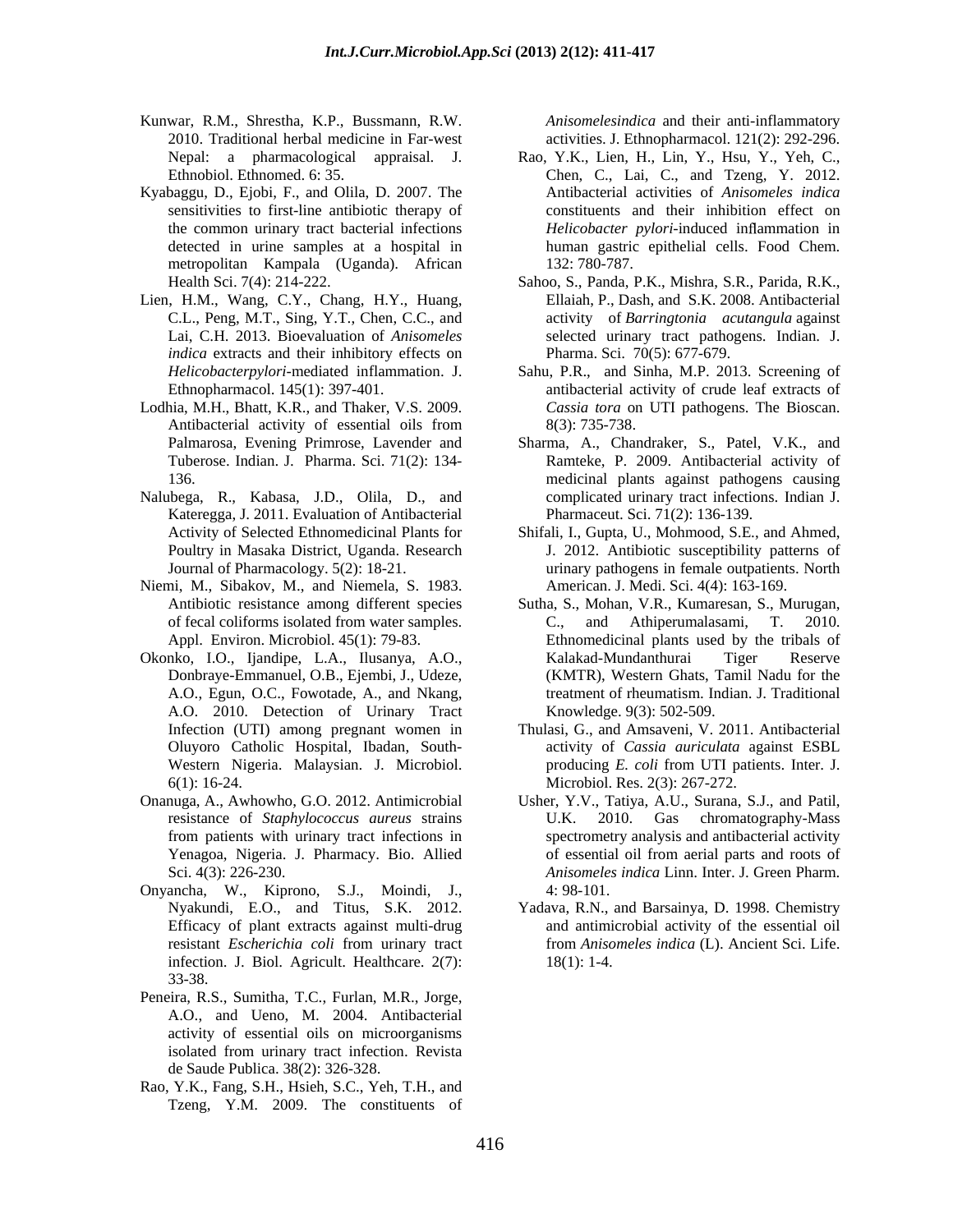Kunwar, R.M., Shrestha, K.P., Bussmann, R.W. 2010. Traditional herbal medicine in Far-west Nepal: a pharmacological appraisal. J. Ethnobiol. Ethnomed. 6: 35.

Kyabaggu, D., Ejobi, F., and Olila, D. 2007. The sensitivities to first-line antibiotic therapy of the common urinary tract bacterial infections detected in urine samples at a hospital in metropolitan Kampala (Uganda). African Health Sci. 7(4): 214-222.

Lien, H.M., Wang, C.Y., Chang, H.Y., Huang, C.L., Peng, M.T., Sing, Y.T., Chen, C.C., and Lai, C.H. 2013. Bioevaluation of *Anisomeles indica* extracts and their inhibitory effects on *Helicobacterpylori*-mediated inflammation. J. Ethnopharmacol. 145(1): 397-401.

Lodhia, M.H., Bhatt, K.R., and Thaker, V.S. 2009. Antibacterial activity of essential oils from Palmarosa, Evening Primrose, Lavender and Tuberose. Indian. J. Pharma. Sci. 71(2): 134-136.

Nalubega, R., Kabasa, J.D., Olila, D., and Kateregga, J. 2011. Evaluation of Antibacterial Activity of Selected Ethnomedicinal Plants for Poultry in Masaka District, Uganda. Research Journal of Pharmacology. 5(2): 18-21.

Niemi, M., Sibakov, M., and Niemela, S. 1983. Antibiotic resistance among different species of fecal coliforms isolated from water samples. Appl. Environ. Microbiol. 45(1): 79-83.

Okonko, I.O., Ijandipe, L.A., Ilusanya, A.O., Donbraye-Emmanuel, O.B., Ejembi, J., Udeze, A.O., Egun, O.C., Fowotade, A., and Nkang, A.O. 2010. Detection of Urinary Tract Infection (UTI) among pregnant women in Oluyoro Catholic Hospital, Ibadan, South-Western Nigeria. Malaysian. J. Microbiol. 6(1): 16-24.

Onanuga, A., Awhowho, G.O. 2012. Antimicrobial resistance of *Staphylococcus aureus* strains from patients with urinary tract infections in Yenagoa, Nigeria. J. Pharmacy. Bio. Allied Sci. 4(3): 226-230.

Onyancha, W., Kiprono, S.J., Moindi, J., Nyakundi, E.O., and Titus, S.K. 2012. Efficacy of plant extracts against multi-drug resistant *Escherichia coli* from urinary tract infection. J. Biol. Agricult. Healthcare. 2(7): 33-38.

Peneira, R.S., Sumitha, T.C., Furlan, M.R., Jorge, A.O., and Ueno, M. 2004. Antibacterial activity of essential oils on microorganisms isolated from urinary tract infection. Revista de Saude Publica. 38(2): 326-328.

Rao, Y.K., Fang, S.H., Hsieh, S.C., Yeh, T.H., and Tzeng, Y.M. 2009. The constituents of *Anisomelesindica* and their anti-inflammatory activities. J. Ethnopharmacol. 121(2): 292-296.

Rao, Y.K., Lien, H., Lin, Y., Hsu, Y., Yeh, C., Chen, C., Lai, C., and Tzeng, Y. 2012. Antibacterial activities of *Anisomeles indica* constituents and their inhibition effect on *Helicobacter pylori*-induced inflammation in human gastric epithelial cells. Food Chem. 132: 780-787.

Sahoo, S., Panda, P.K., Mishra, S.R., Parida, R.K., Ellaiah, P., Dash, and S.K. 2008. Antibacterial activity of *Barringtonia acutangula* against selected urinary tract pathogens. Indian. J. Pharma. Sci. 70(5): 677-679.

Sahu, P.R., and Sinha, M.P. 2013. Screening of antibacterial activity of crude leaf extracts of *Cassia tora* on UTI pathogens. The Bioscan. 8(3): 735-738.

Sharma, A., Chandraker, S., Patel, V.K., and Ramteke, P. 2009. Antibacterial activity of medicinal plants against pathogens causing complicated urinary tract infections. Indian J. Pharmaceut. Sci. 71(2): 136-139.

Shifali, I., Gupta, U., Mohmood, S.E., and Ahmed, J. 2012. Antibiotic susceptibility patterns of urinary pathogens in female outpatients. North American. J. Medi. Sci. 4(4): 163-169.

Sutha, S., Mohan, V.R., Kumaresan, S., Murugan, C., and Athiperumalasami, T. 2010. Ethnomedicinal plants used by the tribals of Kalakad-Mundanthurai Tiger Reserve (KMTR), Western Ghats, Tamil Nadu for the treatment of rheumatism. Indian. J. Traditional Knowledge. 9(3): 502-509.

Thulasi, G., and Amsaveni, V. 2011. Antibacterial activity of *Cassia auriculata* against ESBL producing *E. coli* from UTI patients. Inter. J. Microbiol. Res. 2(3): 267-272.

Usher, Y.V., Tatiya, A.U., Surana, S.J., and Patil, U.K. 2010. Gas chromatography-Mass spectrometry analysis and antibacterial activity of essential oil from aerial parts and roots of *Anisomeles indica* Linn. Inter. J. Green Pharm. 4: 98-101.

Yadava, R.N., and Barsainya, D. 1998. Chemistry and antimicrobial activity of the essential oil from *Anisomeles indica* (L). Ancient Sci. Life. 18(1): 1-4.